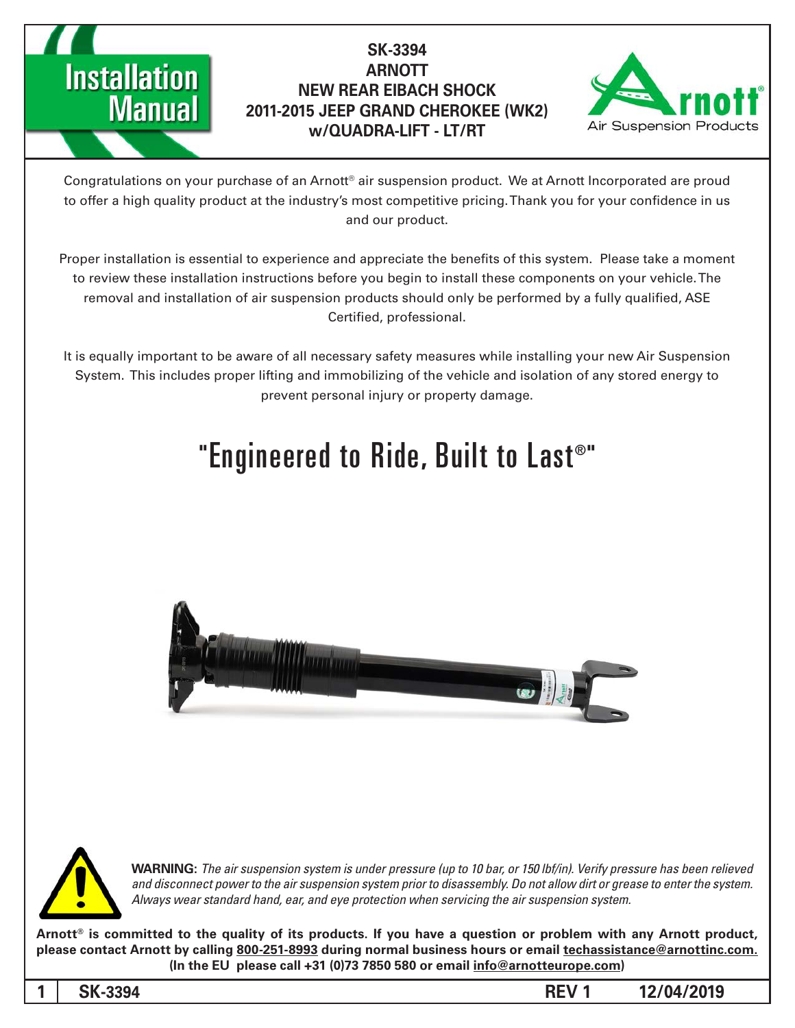# Installation Manual

**SK-3394**
**ARNOTT**
**NEW REAR EIBACH SHOCK**
**2011-2015 JEEP GRAND CHEROKEE (WK2)**
**w/QUADRA-LIFT - LT/RT**

Congratulations on your purchase of an Arnott® air suspension product. We at Arnott Incorporated are proud to offer a high quality product at the industry's most competitive pricing. Thank you for your confidence in us and our product.

Proper installation is essential to experience and appreciate the benefits of this system. Please take a moment to review these installation instructions before you begin to install these components on your vehicle. The removal and installation of air suspension products should only be performed by a fully qualified, ASE Certified, professional.

It is equally important to be aware of all necessary safety measures while installing your new Air Suspension System. This includes proper lifting and immobilizing of the vehicle and isolation of any stored energy to prevent personal injury or property damage.

## "Engineered to Ride, Built to Last®"

**WARNING:** *The air suspension system is under pressure (up to 10 bar, or 150 lbf/in). Verify pressure has been relieved and disconnect power to the air suspension system prior to disassembly. Do not allow dirt or grease to enter the system. Always wear standard hand, ear, and eye protection when servicing the air suspension system.*

**Arnott® is committed to the quality of its products. If you have a question or problem with any Arnott product, please contact Arnott by calling 800-251-8993 during normal business hours or email techassistance@arnottinc.com. (In the EU please call +31 (0)73 7850 580 or email info@arnotteurope.com)**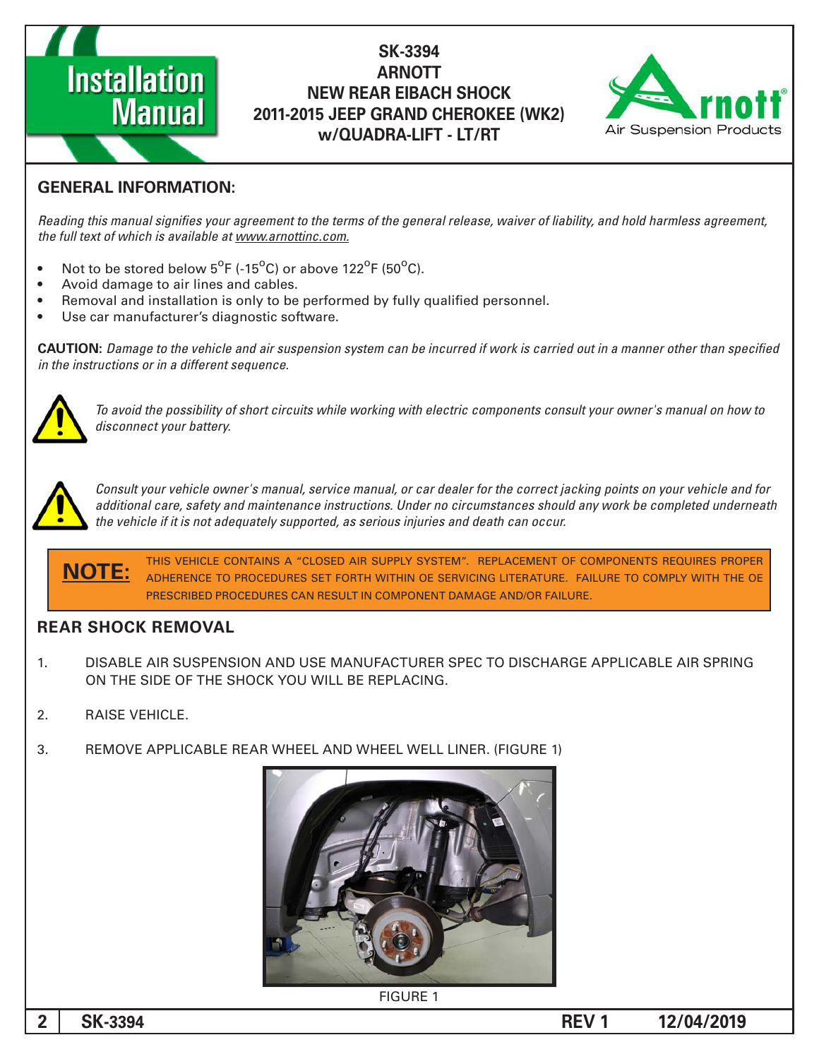# SK-3394
# ARNOTT
# NEW REAR EIBACH SHOCK
# 2011-2015 JEEP GRAND CHEROKEE (WK2) w/QUADRA-LIFT - LT/RT

## GENERAL INFORMATION:

*Reading this manual signifies your agreement to the terms of the general release, waiver of liability, and hold harmless agreement, the full text of which is available at www.arnottinc.com.*

- Not to be stored below 5°F (-15°C) or above 122°F (50°C).
- Avoid damage to air lines and cables.
- Removal and installation is only to be performed by fully qualified personnel.
- Use car manufacturer's diagnostic software.

**CAUTION:** *Damage to the vehicle and air suspension system can be incurred if work is carried out in a manner other than specified in the instructions or in a different sequence.*

*To avoid the possibility of short circuits while working with electric components consult your owner's manual on how to disconnect your battery.*

*Consult your vehicle owner's manual, service manual, or car dealer for the correct jacking points on your vehicle and for additional care, safety and maintenance instructions. Under no circumstances should any work be completed underneath the vehicle if it is not adequately supported, as serious injuries and death can occur.*

**NOTE:** THIS VEHICLE CONTAINS A "CLOSED AIR SUPPLY SYSTEM". REPLACEMENT OF COMPONENTS REQUIRES PROPER ADHERENCE TO PROCEDURES SET FORTH WITHIN OE SERVICING LITERATURE. FAILURE TO COMPLY WITH THE OE PRESCRIBED PROCEDURES CAN RESULT IN COMPONENT DAMAGE AND/OR FAILURE.

## REAR SHOCK REMOVAL

1. DISABLE AIR SUSPENSION AND USE MANUFACTURER SPEC TO DISCHARGE APPLICABLE AIR SPRING ON THE SIDE OF THE SHOCK YOU WILL BE REPLACING.

2. RAISE VEHICLE.

3. REMOVE APPLICABLE REAR WHEEL AND WHEEL WELL LINER. (FIGURE 1)

FIGURE 1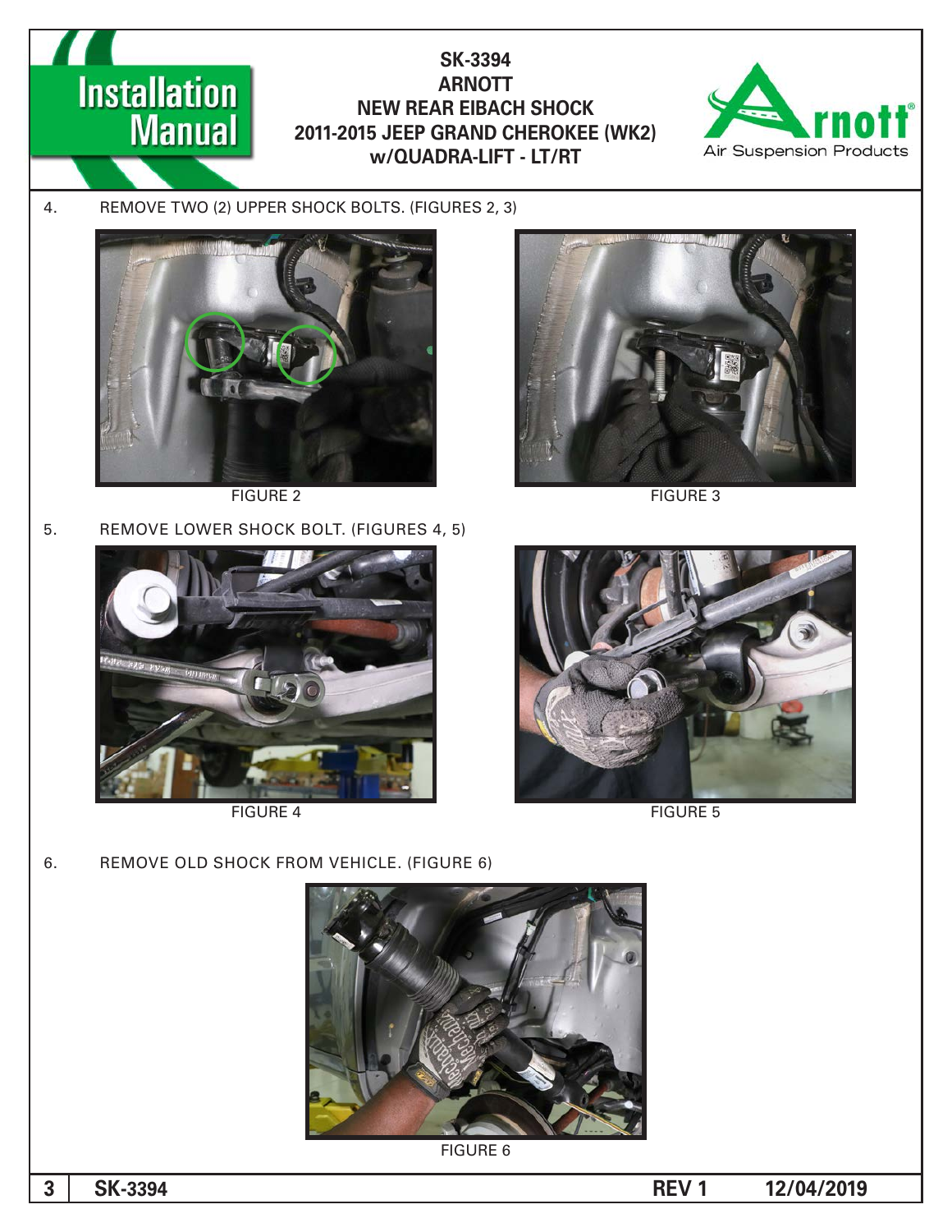# SK-3394
# ARNOTT
# NEW REAR EIBACH SHOCK
# 2011-2015 JEEP GRAND CHEROKEE (WK2) w/QUADRA-LIFT - LT/RT

4. REMOVE TWO (2) UPPER SHOCK BOLTS. (FIGURES 2, 3)

FIGURE 2

FIGURE 3

5. REMOVE LOWER SHOCK BOLT. (FIGURES 4, 5)

FIGURE 4

FIGURE 5

6. REMOVE OLD SHOCK FROM VEHICLE. (FIGURE 6)

FIGURE 6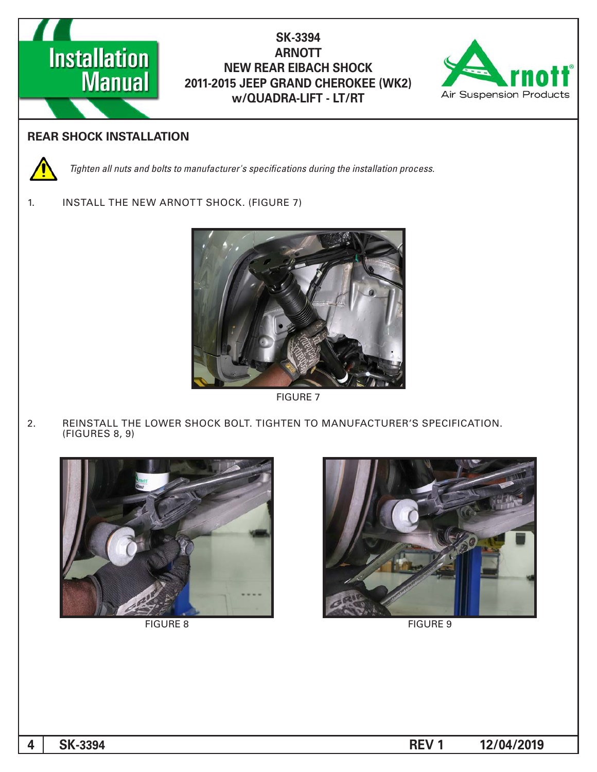## REAR SHOCK INSTALLATION

*Tighten all nuts and bolts to manufacturer's specifications during the installation process.*

1. INSTALL THE NEW ARNOTT SHOCK. (FIGURE 7)

FIGURE 7

2. REINSTALL THE LOWER SHOCK BOLT. TIGHTEN TO MANUFACTURER'S SPECIFICATION. (FIGURES 8, 9)

FIGURE 8

FIGURE 9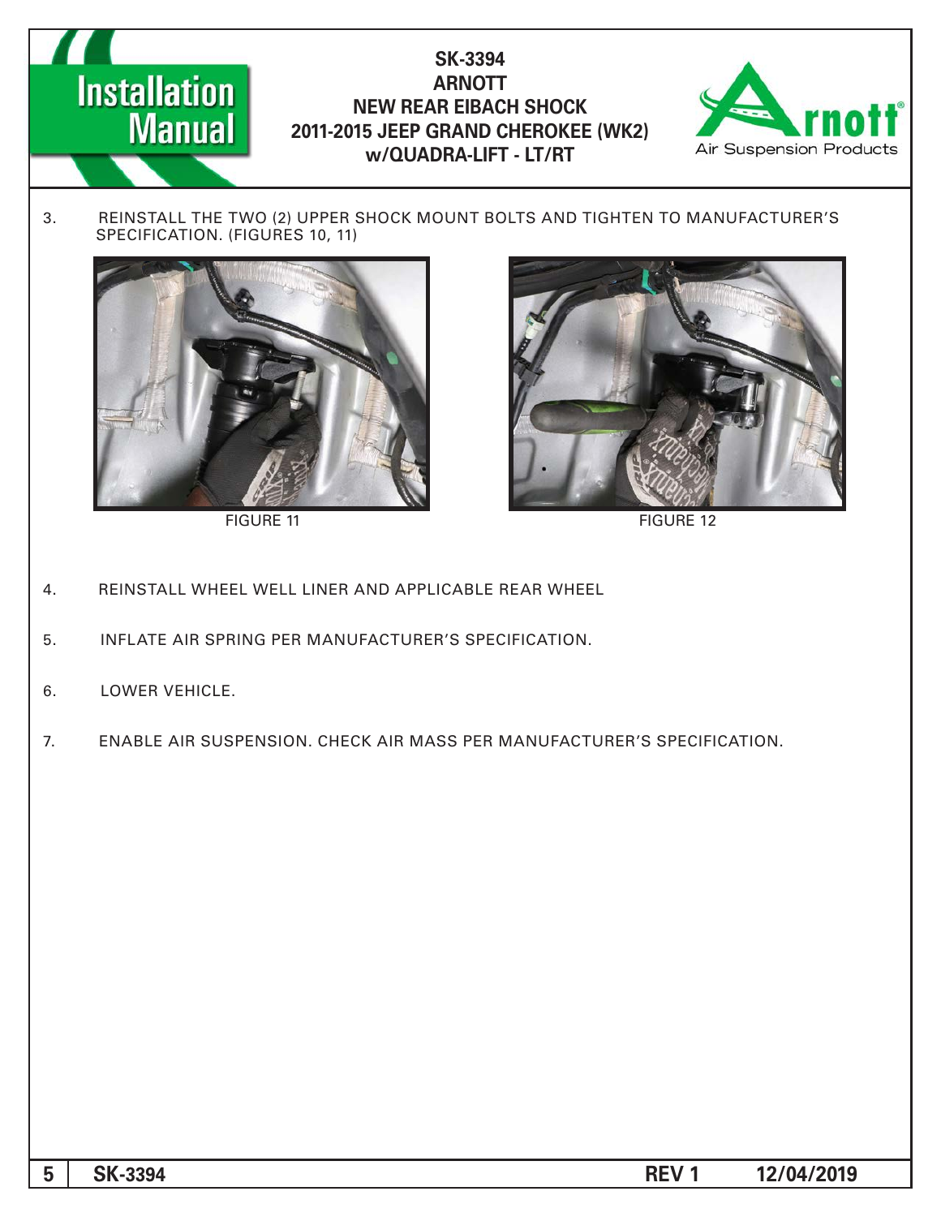3. REINSTALL THE TWO (2) UPPER SHOCK MOUNT BOLTS AND TIGHTEN TO MANUFACTURER'S SPECIFICATION. (FIGURES 10, 11)

FIGURE 11

FIGURE 12

4. REINSTALL WHEEL WELL LINER AND APPLICABLE REAR WHEEL

5. INFLATE AIR SPRING PER MANUFACTURER'S SPECIFICATION.

6. LOWER VEHICLE.

7. ENABLE AIR SUSPENSION. CHECK AIR MASS PER MANUFACTURER'S SPECIFICATION.